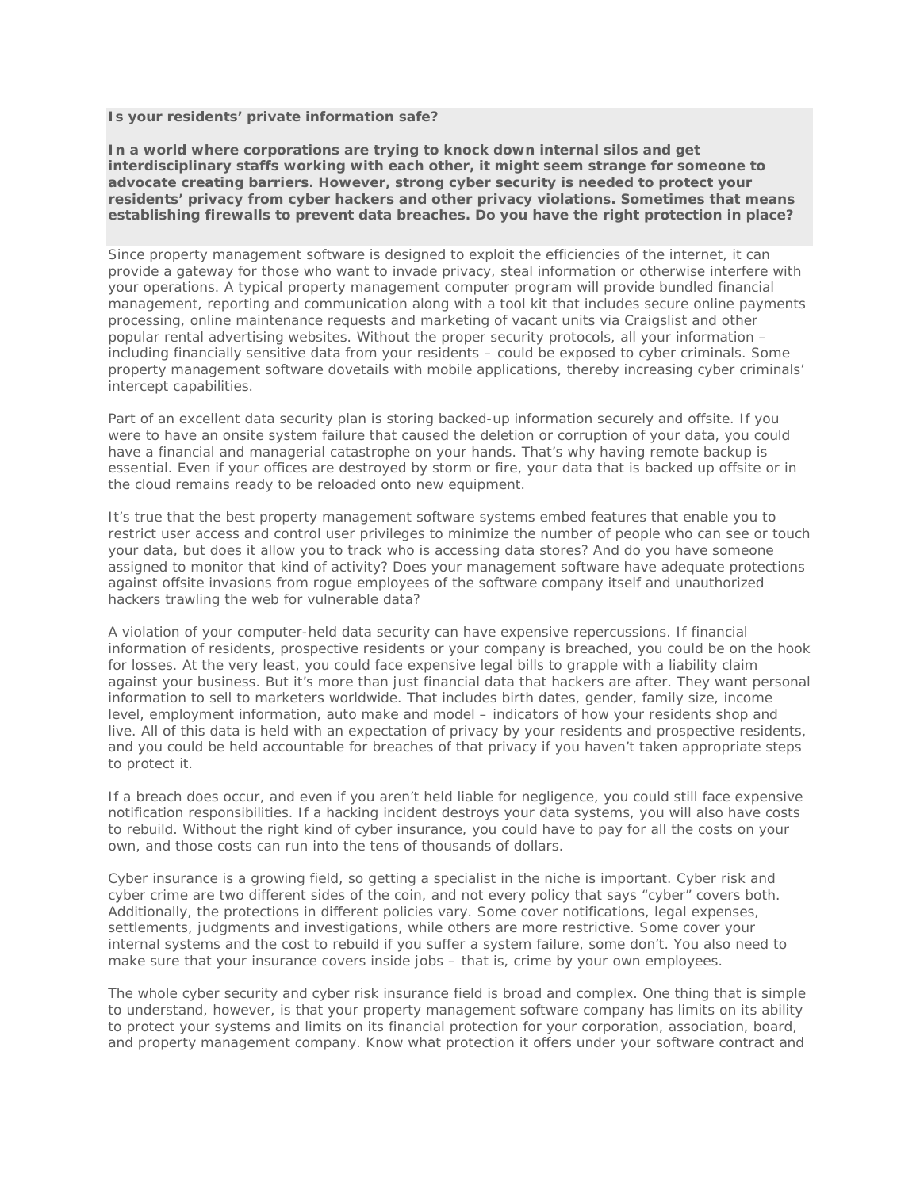**Is your residents' private information safe?**

**In a world where corporations are trying to knock down internal silos and get interdisciplinary staffs working with each other, it might seem strange for someone to advocate creating barriers. However, strong cyber security is needed to protect your residents' privacy from cyber hackers and other privacy violations. Sometimes that means establishing firewalls to prevent data breaches. Do you have the right protection in place?**

Since property management software is designed to exploit the efficiencies of the internet, it can provide a gateway for those who want to invade privacy, steal information or otherwise interfere with your operations. A typical property management computer program will provide bundled financial management, reporting and communication along with a tool kit that includes secure online payments processing, online maintenance requests and marketing of vacant units via Craigslist and other popular rental advertising websites. Without the proper security protocols, all your information – including financially sensitive data from your residents – could be exposed to cyber criminals. Some property management software dovetails with mobile applications, thereby increasing cyber criminals' intercept capabilities.

Part of an excellent data security plan is storing backed-up information securely and offsite. If you were to have an onsite system failure that caused the deletion or corruption of your data, you could have a financial and managerial catastrophe on your hands. That's why having remote backup is essential. Even if your offices are destroyed by storm or fire, your data that is backed up offsite or in the cloud remains ready to be reloaded onto new equipment.

It's true that the best property management software systems embed features that enable you to restrict user access and control user privileges to minimize the number of people who can see or touch your data, but does it allow you to track who is accessing data stores? And do you have someone assigned to monitor that kind of activity? Does your management software have adequate protections against offsite invasions from rogue employees of the software company itself and unauthorized hackers trawling the web for vulnerable data?

A violation of your computer-held data security can have expensive repercussions. If financial information of residents, prospective residents or your company is breached, you could be on the hook for losses. At the very least, you could face expensive legal bills to grapple with a liability claim against your business. But it's more than just financial data that hackers are after. They want personal information to sell to marketers worldwide. That includes birth dates, gender, family size, income level, employment information, auto make and model – indicators of how your residents shop and live. All of this data is held with an expectation of privacy by your residents and prospective residents, and you could be held accountable for breaches of that privacy if you haven't taken appropriate steps to protect it.

If a breach does occur, and even if you aren't held liable for negligence, you could still face expensive notification responsibilities. If a hacking incident destroys your data systems, you will also have costs to rebuild. Without the right kind of cyber insurance, you could have to pay for all the costs on your own, and those costs can run into the tens of thousands of dollars.

Cyber insurance is a growing field, so getting a specialist in the niche is important. Cyber risk and cyber crime are two different sides of the coin, and not every policy that says "cyber" covers both. Additionally, the protections in different policies vary. Some cover notifications, legal expenses, settlements, judgments and investigations, while others are more restrictive. Some cover your internal systems and the cost to rebuild if you suffer a system failure, some don't. You also need to make sure that your insurance covers inside jobs – that is, crime by your own employees.

The whole cyber security and cyber risk insurance field is broad and complex. One thing that is simple to understand, however, is that your property management software company has limits on its ability to protect your systems and limits on its financial protection for your corporation, association, board, and property management company. Know what protection it offers under your software contract and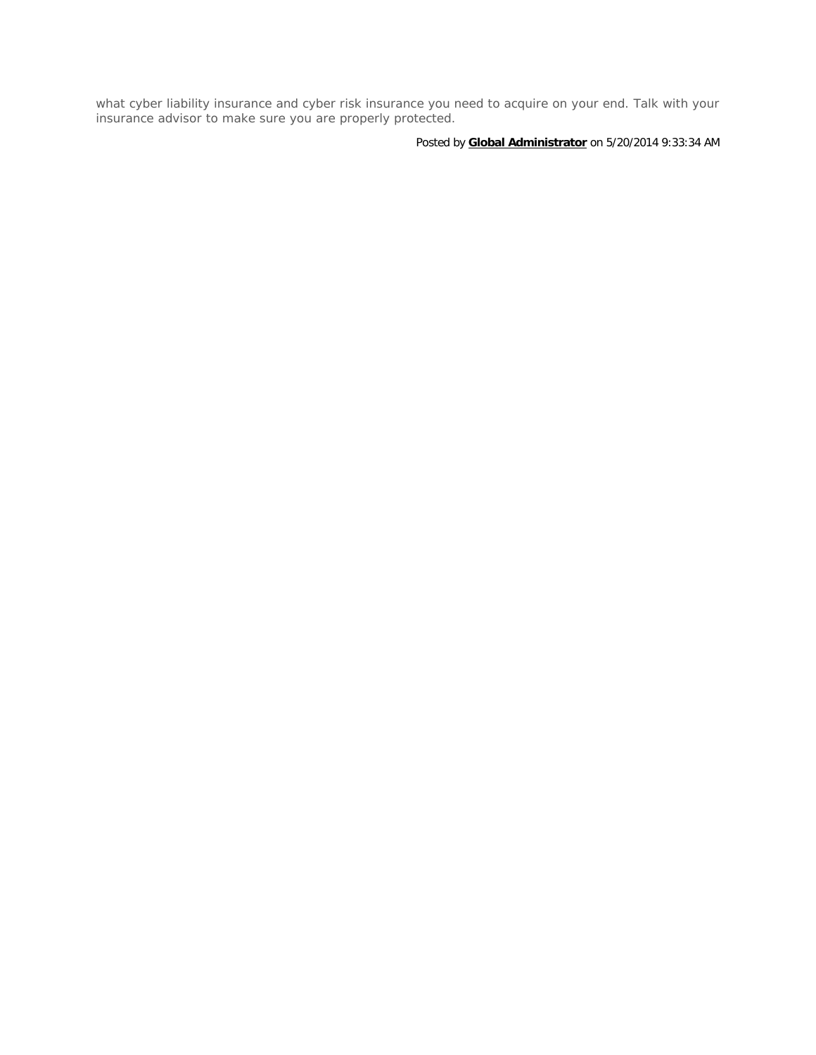what cyber liability insurance and cyber risk insurance you need to acquire on your end. Talk with your insurance advisor to make sure you are properly protected.

Posted by **Global Administrator** on 5/20/2014 9:33:34 AM